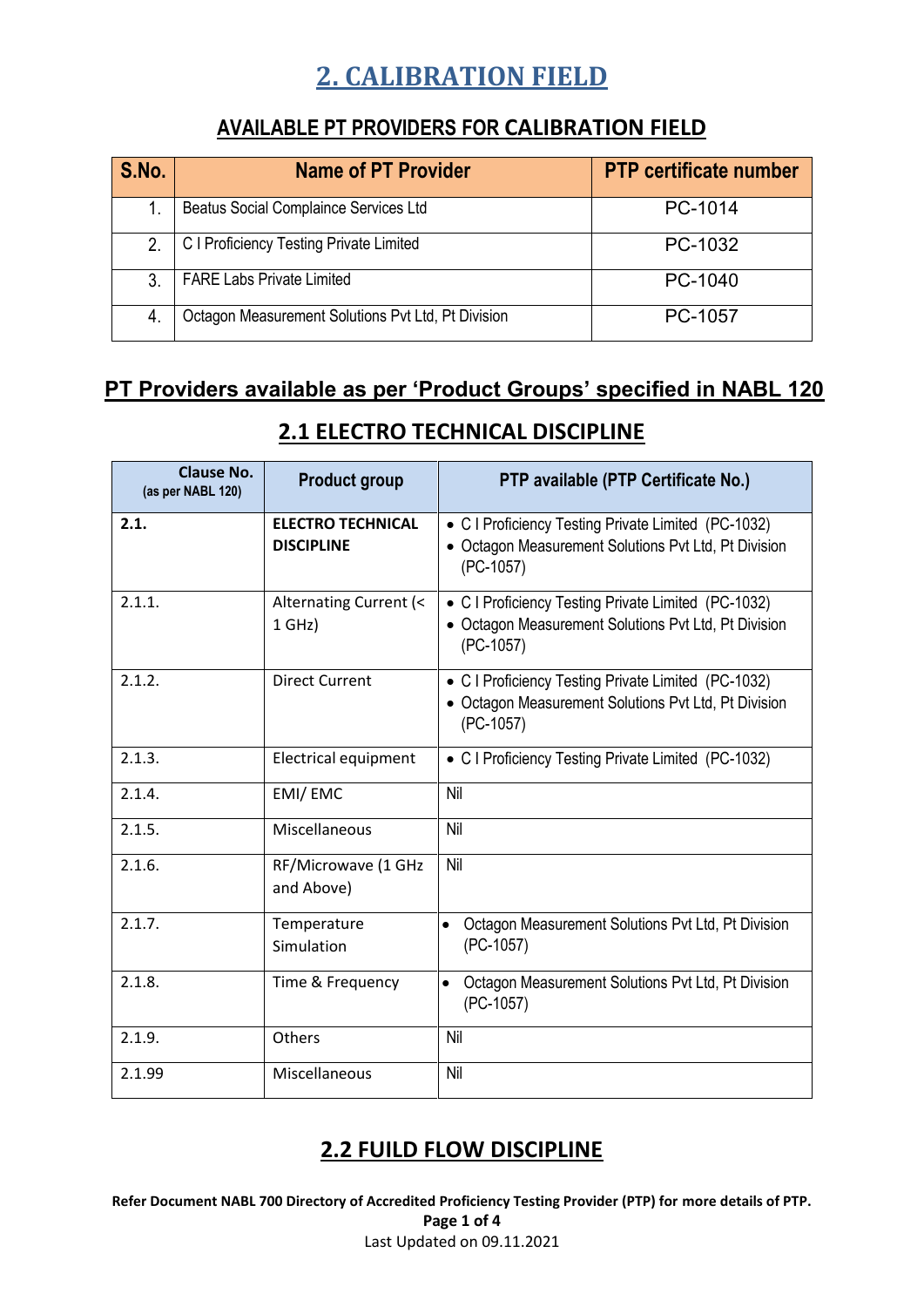# 2. CALIBRATION FIELD

## AVAILABLE PT PROVIDERS FOR CALIBRATION FIELD

| S.No. | Name of PT Provider | PTP certificate number |
|---|---|---|
| 1. | Beatus Social Complaince Services Ltd | PC-1014 |
| 2. | C I Proficiency Testing Private Limited | PC-1032 |
| 3. | FARE Labs Private Limited | PC-1040 |
| 4. | Octagon Measurement Solutions Pvt Ltd, Pt Division | PC-1057 |

## PT Providers available as per 'Product Groups' specified in NABL 120

## 2.1 ELECTRO TECHNICAL DISCIPLINE

| Clause No. (as per NABL 120) | Product group | PTP available (PTP Certificate No.) |
|---|---|---|
| **2.1.** | **ELECTRO TECHNICAL DISCIPLINE** | • C I Proficiency Testing Private Limited (PC-1032)<br>• Octagon Measurement Solutions Pvt Ltd, Pt Division (PC-1057) |
| 2.1.1. | Alternating Current (< 1 GHz) | • C I Proficiency Testing Private Limited (PC-1032)<br>• Octagon Measurement Solutions Pvt Ltd, Pt Division (PC-1057) |
| 2.1.2. | Direct Current | • C I Proficiency Testing Private Limited (PC-1032)<br>• Octagon Measurement Solutions Pvt Ltd, Pt Division (PC-1057) |
| 2.1.3. | Electrical equipment | • C I Proficiency Testing Private Limited (PC-1032) |
| 2.1.4. | EMI/ EMC | Nil |
| 2.1.5. | Miscellaneous | Nil |
| 2.1.6. | RF/Microwave (1 GHz and Above) | Nil |
| 2.1.7. | Temperature Simulation | • Octagon Measurement Solutions Pvt Ltd, Pt Division (PC-1057) |
| 2.1.8. | Time & Frequency | • Octagon Measurement Solutions Pvt Ltd, Pt Division (PC-1057) |
| 2.1.9. | Others | Nil |
| 2.1.99 | Miscellaneous | Nil |

## 2.2 FUILD FLOW DISCIPLINE

**Refer Document NABL 700 Directory of Accredited Proficiency Testing Provider (PTP) for more details of PTP.**

Last Updated on 09.11.2021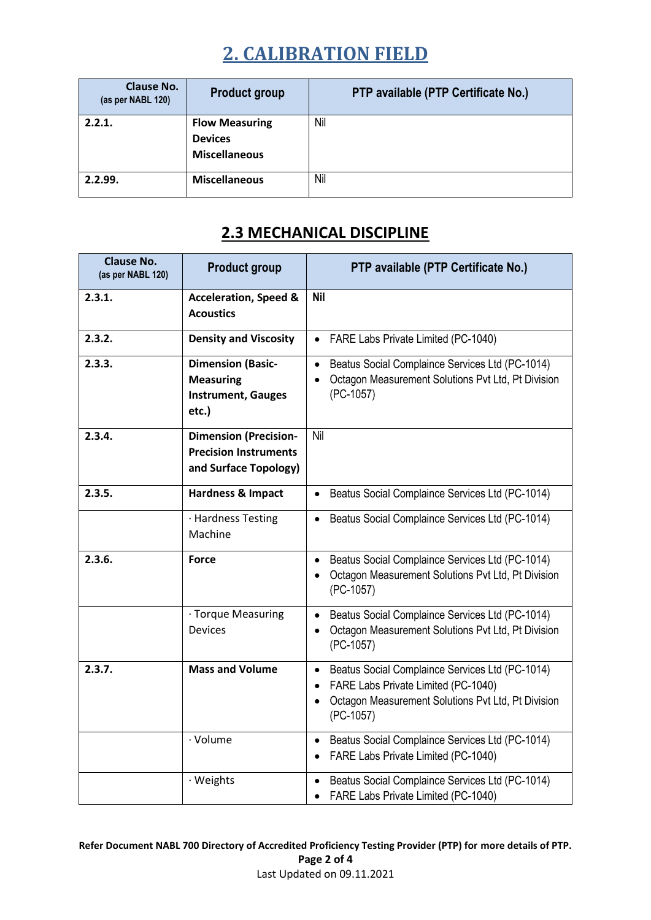# 2. CALIBRATION FIELD

| Clause No. (as per NABL 120) | Product group | PTP available (PTP Certificate No.) |
|---|---|---|
| **2.2.1.** | **Flow Measuring Devices Miscellaneous** | Nil |
| **2.2.99.** | **Miscellaneous** | Nil |

## 2.3 MECHANICAL DISCIPLINE

| Clause No. (as per NABL 120) | Product group | PTP available (PTP Certificate No.) |
|---|---|---|
| **2.3.1.** | **Acceleration, Speed & Acoustics** | **Nil** |
| **2.3.2.** | **Density and Viscosity** | • FARE Labs Private Limited (PC-1040) |
| **2.3.3.** | **Dimension (Basic-Measuring Instrument, Gauges etc.)** | • Beatus Social Complaince Services Ltd (PC-1014)<br>• Octagon Measurement Solutions Pvt Ltd, Pt Division (PC-1057) |
| **2.3.4.** | **Dimension (Precision-Precision Instruments and Surface Topology)** | Nil |
| **2.3.5.** | **Hardness & Impact** | • Beatus Social Complaince Services Ltd (PC-1014) |
| | · Hardness Testing Machine | • Beatus Social Complaince Services Ltd (PC-1014) |
| **2.3.6.** | **Force** | • Beatus Social Complaince Services Ltd (PC-1014)<br>• Octagon Measurement Solutions Pvt Ltd, Pt Division (PC-1057) |
| | · Torque Measuring Devices | • Beatus Social Complaince Services Ltd (PC-1014)<br>• Octagon Measurement Solutions Pvt Ltd, Pt Division (PC-1057) |
| **2.3.7.** | **Mass and Volume** | • Beatus Social Complaince Services Ltd (PC-1014)<br>• FARE Labs Private Limited (PC-1040)<br>• Octagon Measurement Solutions Pvt Ltd, Pt Division (PC-1057) |
| | · Volume | • Beatus Social Complaince Services Ltd (PC-1014)<br>• FARE Labs Private Limited (PC-1040) |
| | · Weights | • Beatus Social Complaince Services Ltd (PC-1014)<br>• FARE Labs Private Limited (PC-1040) |

**Refer Document NABL 700 Directory of Accredited Proficiency Testing Provider (PTP) for more details of PTP.**

Last Updated on 09.11.2021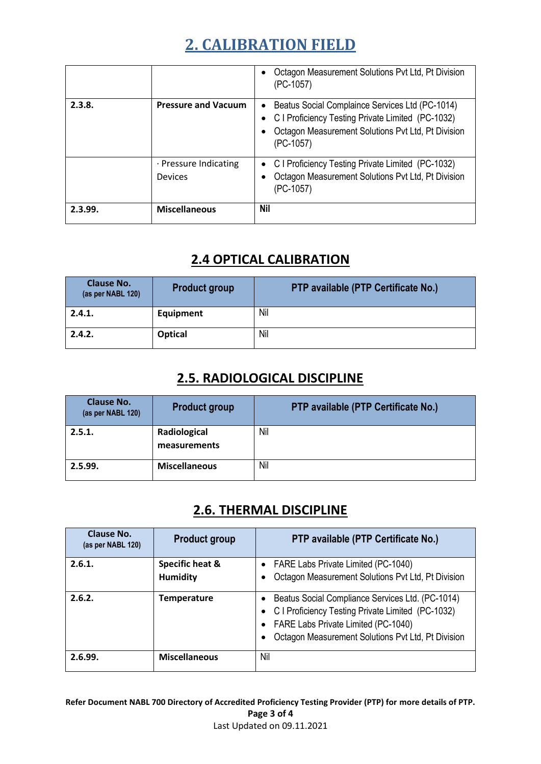# 2. CALIBRATION FIELD

| | | |
|---|---|---|
| | | • Octagon Measurement Solutions Pvt Ltd, Pt Division (PC-1057) |
| **2.3.8.** | **Pressure and Vacuum** | • Beatus Social Complaince Services Ltd (PC-1014)<br>• C I Proficiency Testing Private Limited (PC-1032)<br>• Octagon Measurement Solutions Pvt Ltd, Pt Division (PC-1057) |
| | · Pressure Indicating Devices | • C I Proficiency Testing Private Limited (PC-1032)<br>• Octagon Measurement Solutions Pvt Ltd, Pt Division (PC-1057) |
| **2.3.99.** | **Miscellaneous** | **Nil** |

## 2.4 OPTICAL CALIBRATION

| Clause No. (as per NABL 120) | Product group | PTP available (PTP Certificate No.) |
|---|---|---|
| **2.4.1.** | **Equipment** | Nil |
| **2.4.2.** | **Optical** | Nil |

## 2.5. RADIOLOGICAL DISCIPLINE

| Clause No. (as per NABL 120) | Product group | PTP available (PTP Certificate No.) |
|---|---|---|
| **2.5.1.** | **Radiological measurements** | Nil |
| **2.5.99.** | **Miscellaneous** | Nil |

## 2.6. THERMAL DISCIPLINE

| Clause No. (as per NABL 120) | Product group | PTP available (PTP Certificate No.) |
|---|---|---|
| **2.6.1.** | **Specific heat & Humidity** | • FARE Labs Private Limited (PC-1040)<br>• Octagon Measurement Solutions Pvt Ltd, Pt Division |
| **2.6.2.** | **Temperature** | • Beatus Social Compliance Services Ltd. (PC-1014)<br>• C I Proficiency Testing Private Limited (PC-1032)<br>• FARE Labs Private Limited (PC-1040)<br>• Octagon Measurement Solutions Pvt Ltd, Pt Division |
| **2.6.99.** | **Miscellaneous** | Nil |

**Refer Document NABL 700 Directory of Accredited Proficiency Testing Provider (PTP) for more details of PTP.**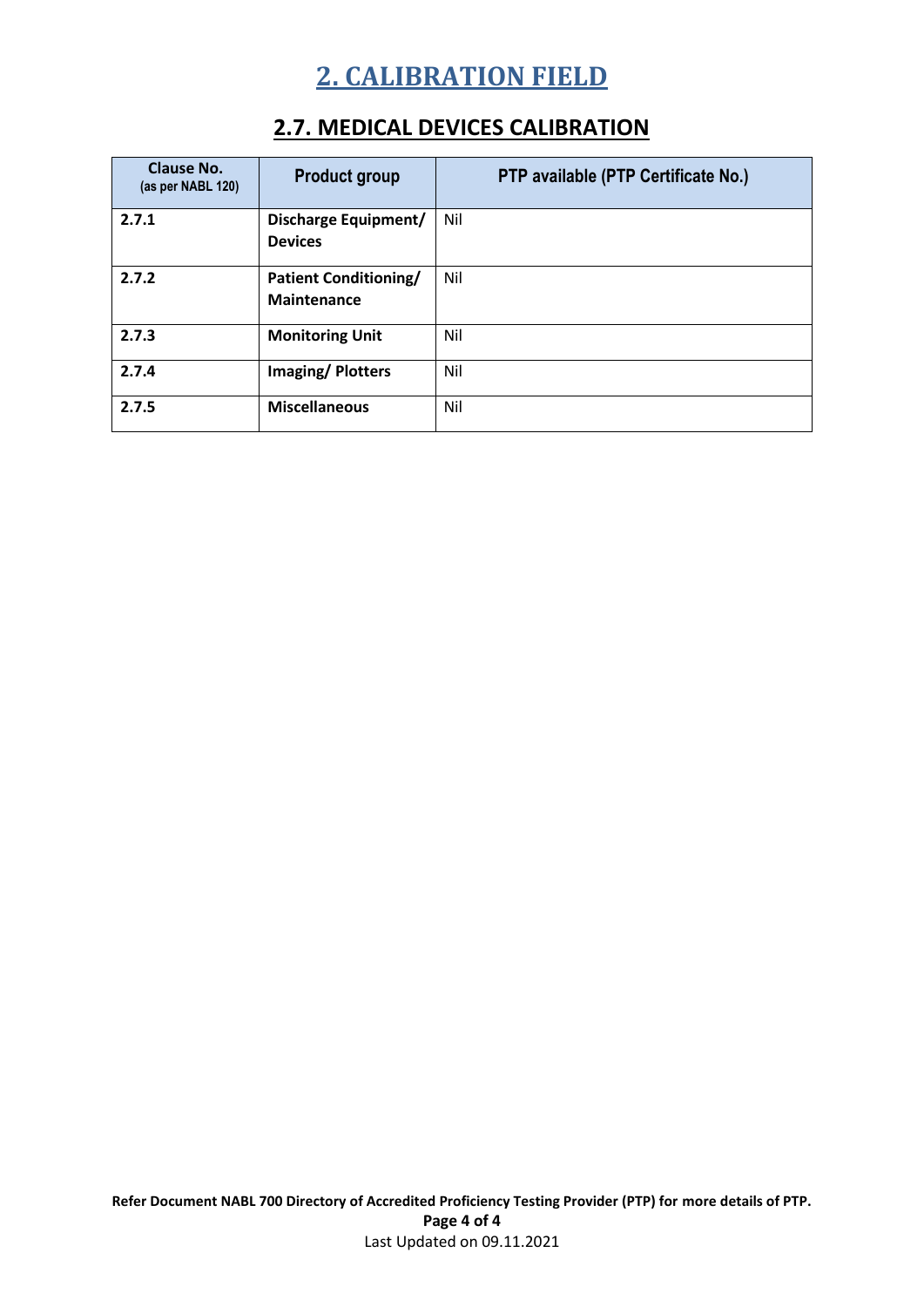# 2. CALIBRATION FIELD

## 2.7. MEDICAL DEVICES CALIBRATION

| Clause No. (as per NABL 120) | Product group | PTP available (PTP Certificate No.) |
|---|---|---|
| **2.7.1** | **Discharge Equipment/ Devices** | Nil |
| **2.7.2** | **Patient Conditioning/ Maintenance** | Nil |
| **2.7.3** | **Monitoring Unit** | Nil |
| **2.7.4** | **Imaging/ Plotters** | Nil |
| **2.7.5** | **Miscellaneous** | Nil |

**Refer Document NABL 700 Directory of Accredited Proficiency Testing Provider (PTP) for more details of PTP.**

Last Updated on 09.11.2021